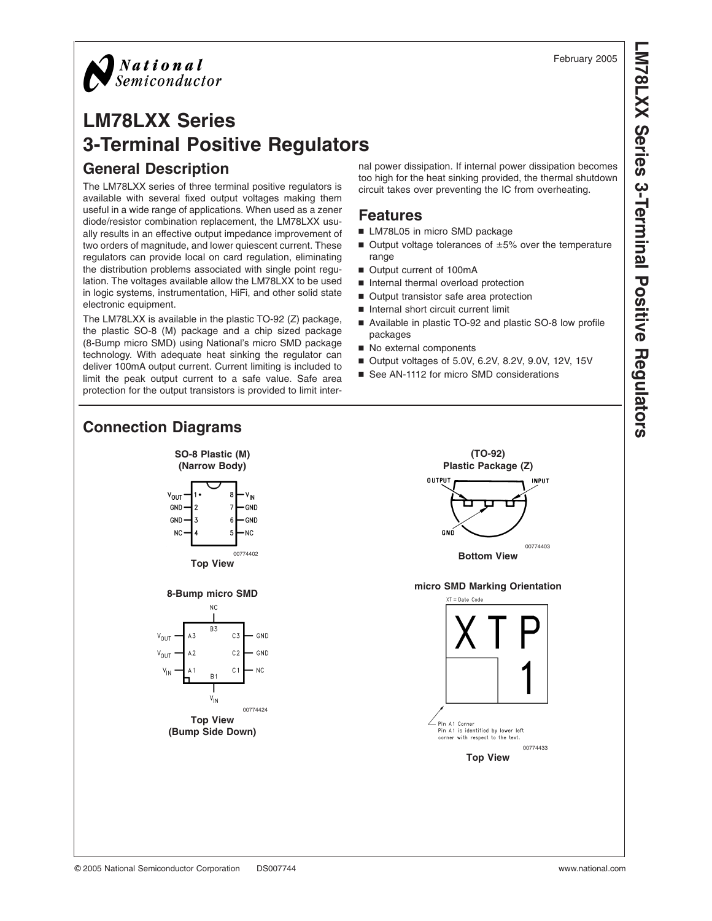February 2005

# LM78LXX Series 3-Terminal Positive Regulators

## General Description

The LM78LXX series of three terminal positive regulators is available with several fixed output voltages making them useful in a wide range of applications. When used as a zener diode/resistor combination replacement, the LM78LXX usually results in an effective output impedance improvement of two orders of magnitude, and lower quiescent current. These regulators can provide local on card regulation, eliminating the distribution problems associated with single point regulation. The voltages available allow the LM78LXX to be used in logic systems, instrumentation, HiFi, and other solid state electronic equipment.

The LM78LXX is available in the plastic TO-92 (Z) package, the plastic SO-8 (M) package and a chip sized package (8-Bump micro SMD) using National's micro SMD package technology. With adequate heat sinking the regulator can deliver 100mA output current. Current limiting is included to limit the peak output current to a safe value. Safe area protection for the output transistors is provided to limit internal power dissipation. If internal power dissipation becomes too high for the heat sinking provided, the thermal shutdown circuit takes over preventing the IC from overheating.

## Features

- LM78L05 in micro SMD package
- Output voltage tolerances of ±5% over the temperature range
- Output current of 100mA
- Internal thermal overload protection
- Output transistor safe area protection
- Internal short circuit current limit
- Available in plastic TO-92 and plastic SO-8 low profile packages
- No external components
- Output voltages of 5.0V, 6.2V, 8.2V, 9.0V, 12V, 15V
- See AN-1112 for micro SMD considerations

## Connection Diagrams

**SO-8 Plastic (M) (Narrow Body)**

| Pin | Function | Pin | Function |
|---|---|---|---|
| 1 | $V_{OUT}$ | 8 | $V_{IN}$ |
| 2 | GND | 7 | GND |
| 3 | GND | 6 | GND |
| 4 | NC | 5 | NC |

00774402

**Top View**

**(TO-92) Plastic Package (Z)**

OUTPUT, GND, INPUT

00774403

**Bottom View**

**8-Bump micro SMD**

| Bump | Function |
|---|---|
| A3 | $V_{OUT}$ |
| A2 | $V_{OUT}$ |
| A1 | $V_{IN}$ |
| B3 | NC |
| B1 | $V_{IN}$ |
| C3 | GND |
| C2 | GND |
| C1 | NC |

00774424

**Top View (Bump Side Down)**

**micro SMD Marking Orientation**

XT = Date Code

XTP 1

Pin A1 Corner
Pin A1 is identified by lower left corner with respect to the text.

00774433

**Top View**

© 2005 National Semiconductor Corporation DS007744 www.national.com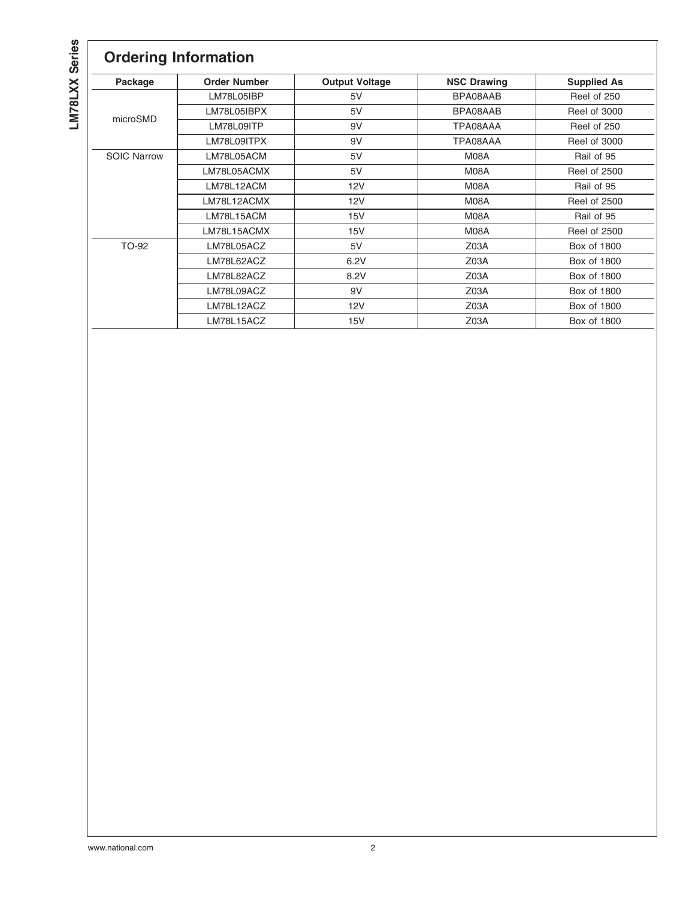## Ordering Information

| Package | Order Number | Output Voltage | NSC Drawing | Supplied As |
|---|---|---|---|---|
| microSMD | LM78L05IBP | 5V | BPA08AAB | Reel of 250 |
| | LM78L05IBPX | 5V | BPA08AAB | Reel of 3000 |
| | LM78L09ITP | 9V | TPA08AAA | Reel of 250 |
| | LM78L09ITPX | 9V | TPA08AAA | Reel of 3000 |
| SOIC Narrow | LM78L05ACM | 5V | M08A | Rail of 95 |
| | LM78L05ACMX | 5V | M08A | Reel of 2500 |
| | LM78L12ACM | 12V | M08A | Rail of 95 |
| | LM78L12ACMX | 12V | M08A | Reel of 2500 |
| | LM78L15ACM | 15V | M08A | Rail of 95 |
| | LM78L15ACMX | 15V | M08A | Reel of 2500 |
| TO-92 | LM78L05ACZ | 5V | Z03A | Box of 1800 |
| | LM78L62ACZ | 6.2V | Z03A | Box of 1800 |
| | LM78L82ACZ | 8.2V | Z03A | Box of 1800 |
| | LM78L09ACZ | 9V | Z03A | Box of 1800 |
| | LM78L12ACZ | 12V | Z03A | Box of 1800 |
| | LM78L15ACZ | 15V | Z03A | Box of 1800 |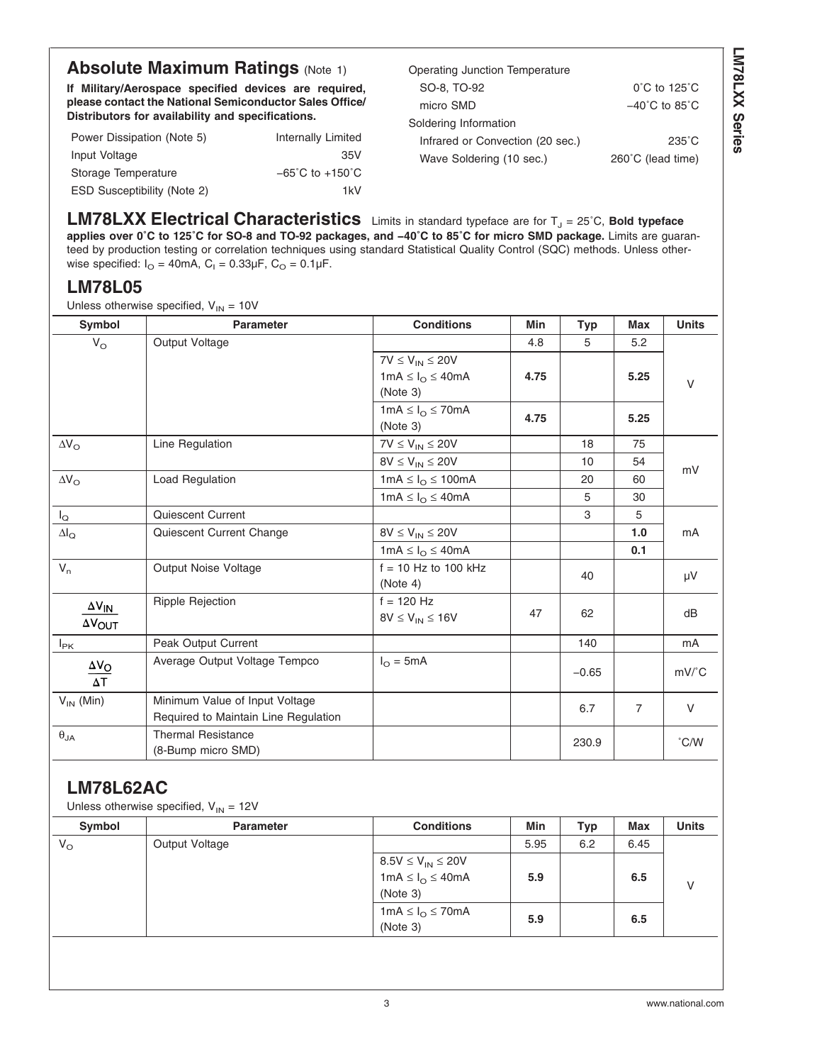## Absolute Maximum Ratings (Note 1)

**If Military/Aerospace specified devices are required, please contact the National Semiconductor Sales Office/ Distributors for availability and specifications.**

| | |
|---|---|
| Power Dissipation (Note 5) | Internally Limited |
| Input Voltage | 35V |
| Storage Temperature | −65˚C to +150˚C |
| ESD Susceptibility (Note 2) | 1kV |
| Operating Junction Temperature | |
| SO-8, TO-92 | 0˚C to 125˚C |
| micro SMD | −40˚C to 85˚C |
| Soldering Information | |
| Infrared or Convection (20 sec.) | 235˚C |
| Wave Soldering (10 sec.) | 260˚C (lead time) |

## LM78LXX Electrical Characteristics

Limits in standard typeface are for $T_J$ = 25˚C, **Bold typeface applies over 0˚C to 125˚C for SO-8 and TO-92 packages, and −40˚C to 85˚C for micro SMD package.** Limits are guaranteed by production testing or correlation techniques using standard Statistical Quality Control (SQC) methods. Unless otherwise specified: $I_O$ = 40mA, $C_I$ = 0.33µF, $C_O$ = 0.1µF.

### LM78L05

Unless otherwise specified, $V_{IN}$ = 10V

| Symbol | Parameter | Conditions | Min | Typ | Max | Units |
|---|---|---|---|---|---|---|
| $V_O$ | Output Voltage | | 4.8 | 5 | 5.2 | V |
| | | $7V \leq V_{IN} \leq 20V$<br>$1mA \leq I_O \leq 40mA$<br>(Note 3) | **4.75** | | **5.25** | |
| | | $1mA \leq I_O \leq 70mA$<br>(Note 3) | **4.75** | | **5.25** | |
| $\Delta V_O$ | Line Regulation | $7V \leq V_{IN} \leq 20V$ | | 18 | 75 | mV |
| | | $8V \leq V_{IN} \leq 20V$ | | 10 | 54 | |
| $\Delta V_O$ | Load Regulation | $1mA \leq I_O \leq 100mA$ | | 20 | 60 | |
| | | $1mA \leq I_O \leq 40mA$ | | 5 | 30 | |
| $I_Q$ | Quiescent Current | | | 3 | 5 | mA |
| $\Delta I_Q$ | Quiescent Current Change | $8V \leq V_{IN} \leq 20V$ | | | **1.0** | |
| | | $1mA \leq I_O \leq 40mA$ | | | **0.1** | |
| $V_n$ | Output Noise Voltage | f = 10 Hz to 100 kHz<br>(Note 4) | | 40 | | µV |
| $\frac{\Delta V_{IN}}{\Delta V_{OUT}}$ | Ripple Rejection | f = 120 Hz<br>$8V \leq V_{IN} \leq 16V$ | 47 | 62 | | dB |
| $I_{PK}$ | Peak Output Current | | | 140 | | mA |
| $\frac{\Delta V_O}{\Delta T}$ | Average Output Voltage Tempco | $I_O$ = 5mA | | −0.65 | | mV/˚C |
| $V_{IN}$ (Min) | Minimum Value of Input Voltage Required to Maintain Line Regulation | | | 6.7 | 7 | V |
| $\theta_{JA}$ | Thermal Resistance<br>(8-Bump micro SMD) | | | 230.9 | | ˚C/W |

### LM78L62AC

Unless otherwise specified, $V_{IN}$ = 12V

| Symbol | Parameter | Conditions | Min | Typ | Max | Units |
|---|---|---|---|---|---|---|
| $V_O$ | Output Voltage | | 5.95 | 6.2 | 6.45 | V |
| | | $8.5V \leq V_{IN} \leq 20V$<br>$1mA \leq I_O \leq 40mA$<br>(Note 3) | **5.9** | | **6.5** | |
| | | $1mA \leq I_O \leq 70mA$<br>(Note 3) | **5.9** | | **6.5** | |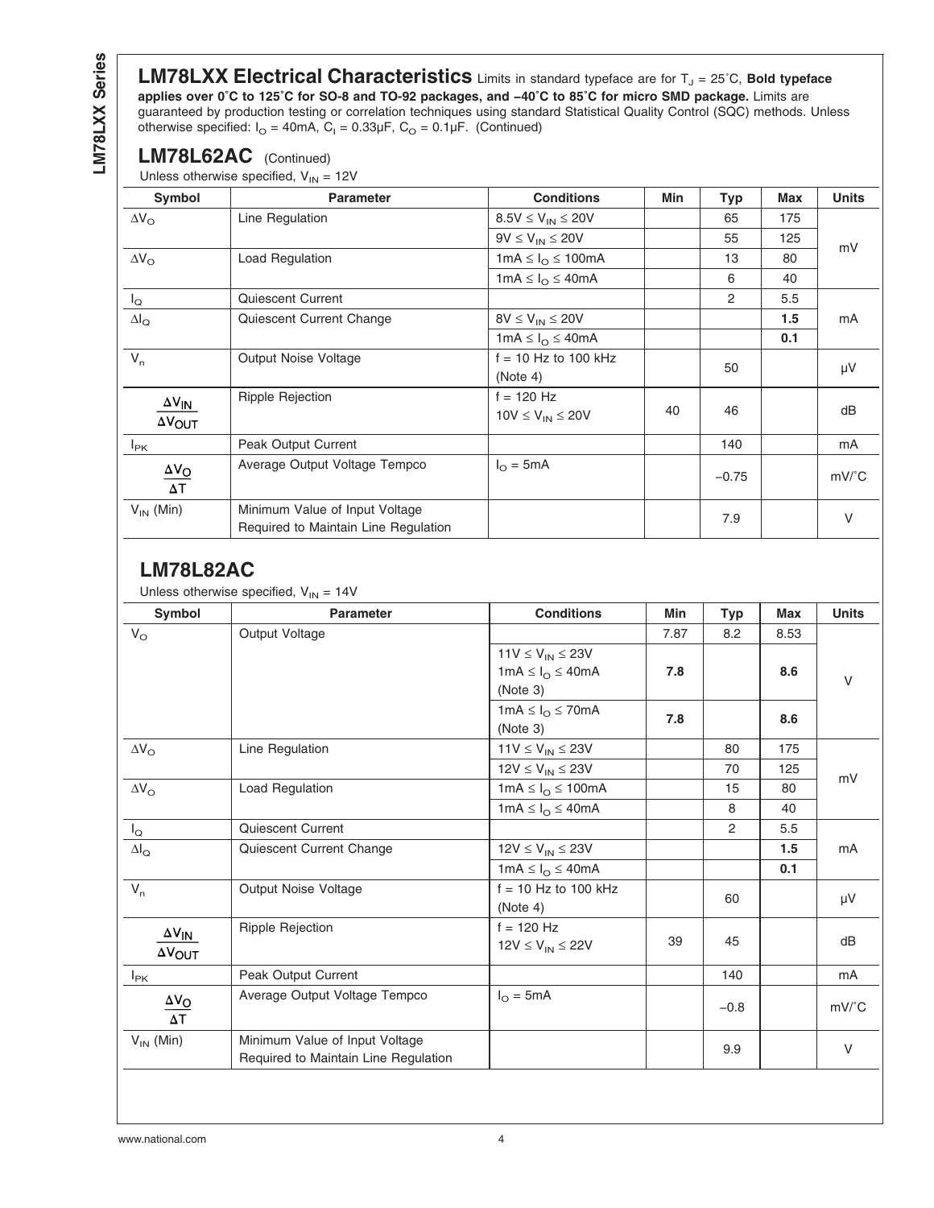## LM78LXX Electrical Characteristics

Limits in standard typeface are for $T_J$ = 25˚C, **Bold typeface applies over 0˚C to 125˚C for SO-8 and TO-92 packages, and −40˚C to 85˚C for micro SMD package.** Limits are guaranteed by production testing or correlation techniques using standard Statistical Quality Control (SQC) methods. Unless otherwise specified: $I_O$ = 40mA, $C_I$ = 0.33µF, $C_O$ = 0.1µF. (Continued)

### LM78L62AC (Continued)

Unless otherwise specified, $V_{IN}$ = 12V

| Symbol | Parameter | Conditions | Min | Typ | Max | Units |
|---|---|---|---|---|---|---|
| $\Delta V_O$ | Line Regulation | 8.5V ≤ $V_{IN}$ ≤ 20V | | 65 | 175 | mV |
| | | 9V ≤ $V_{IN}$ ≤ 20V | | 55 | 125 | |
| $\Delta V_O$ | Load Regulation | 1mA ≤ $I_O$ ≤ 100mA | | 13 | 80 | |
| | | 1mA ≤ $I_O$ ≤ 40mA | | 6 | 40 | |
| $I_Q$ | Quiescent Current | | | 2 | 5.5 | mA |
| $\Delta I_Q$ | Quiescent Current Change | 8V ≤ $V_{IN}$ ≤ 20V | | | **1.5** | |
| | | 1mA ≤ $I_O$ ≤ 40mA | | | **0.1** | |
| $V_n$ | Output Noise Voltage | f = 10 Hz to 100 kHz (Note 4) | | 50 | | µV |
| $\frac{\Delta V_{IN}}{\Delta V_{OUT}}$ | Ripple Rejection | f = 120 Hz 10V ≤ $V_{IN}$ ≤ 20V | 40 | 46 | | dB |
| $I_{PK}$ | Peak Output Current | | | 140 | | mA |
| $\frac{\Delta V_O}{\Delta T}$ | Average Output Voltage Tempco | $I_O$ = 5mA | | −0.75 | | mV/˚C |
| $V_{IN}$ (Min) | Minimum Value of Input Voltage Required to Maintain Line Regulation | | | 7.9 | | V |

### LM78L82AC

Unless otherwise specified, $V_{IN}$ = 14V

| Symbol | Parameter | Conditions | Min | Typ | Max | Units |
|---|---|---|---|---|---|---|
| $V_O$ | Output Voltage | | 7.87 | 8.2 | 8.53 | V |
| | | 11V ≤ $V_{IN}$ ≤ 23V 1mA ≤ $I_O$ ≤ 40mA (Note 3) | **7.8** | | **8.6** | |
| | | 1mA ≤ $I_O$ ≤ 70mA (Note 3) | **7.8** | | **8.6** | |
| $\Delta V_O$ | Line Regulation | 11V ≤ $V_{IN}$ ≤ 23V | | 80 | 175 | mV |
| | | 12V ≤ $V_{IN}$ ≤ 23V | | 70 | 125 | |
| $\Delta V_O$ | Load Regulation | 1mA ≤ $I_O$ ≤ 100mA | | 15 | 80 | |
| | | 1mA ≤ $I_O$ ≤ 40mA | | 8 | 40 | |
| $I_Q$ | Quiescent Current | | | 2 | 5.5 | mA |
| $\Delta I_Q$ | Quiescent Current Change | 12V ≤ $V_{IN}$ ≤ 23V | | | **1.5** | |
| | | 1mA ≤ $I_O$ ≤ 40mA | | | **0.1** | |
| $V_n$ | Output Noise Voltage | f = 10 Hz to 100 kHz (Note 4) | | 60 | | µV |
| $\frac{\Delta V_{IN}}{\Delta V_{OUT}}$ | Ripple Rejection | f = 120 Hz 12V ≤ $V_{IN}$ ≤ 22V | 39 | 45 | | dB |
| $I_{PK}$ | Peak Output Current | | | 140 | | mA |
| $\frac{\Delta V_O}{\Delta T}$ | Average Output Voltage Tempco | $I_O$ = 5mA | | −0.8 | | mV/˚C |
| $V_{IN}$ (Min) | Minimum Value of Input Voltage Required to Maintain Line Regulation | | | 9.9 | | V |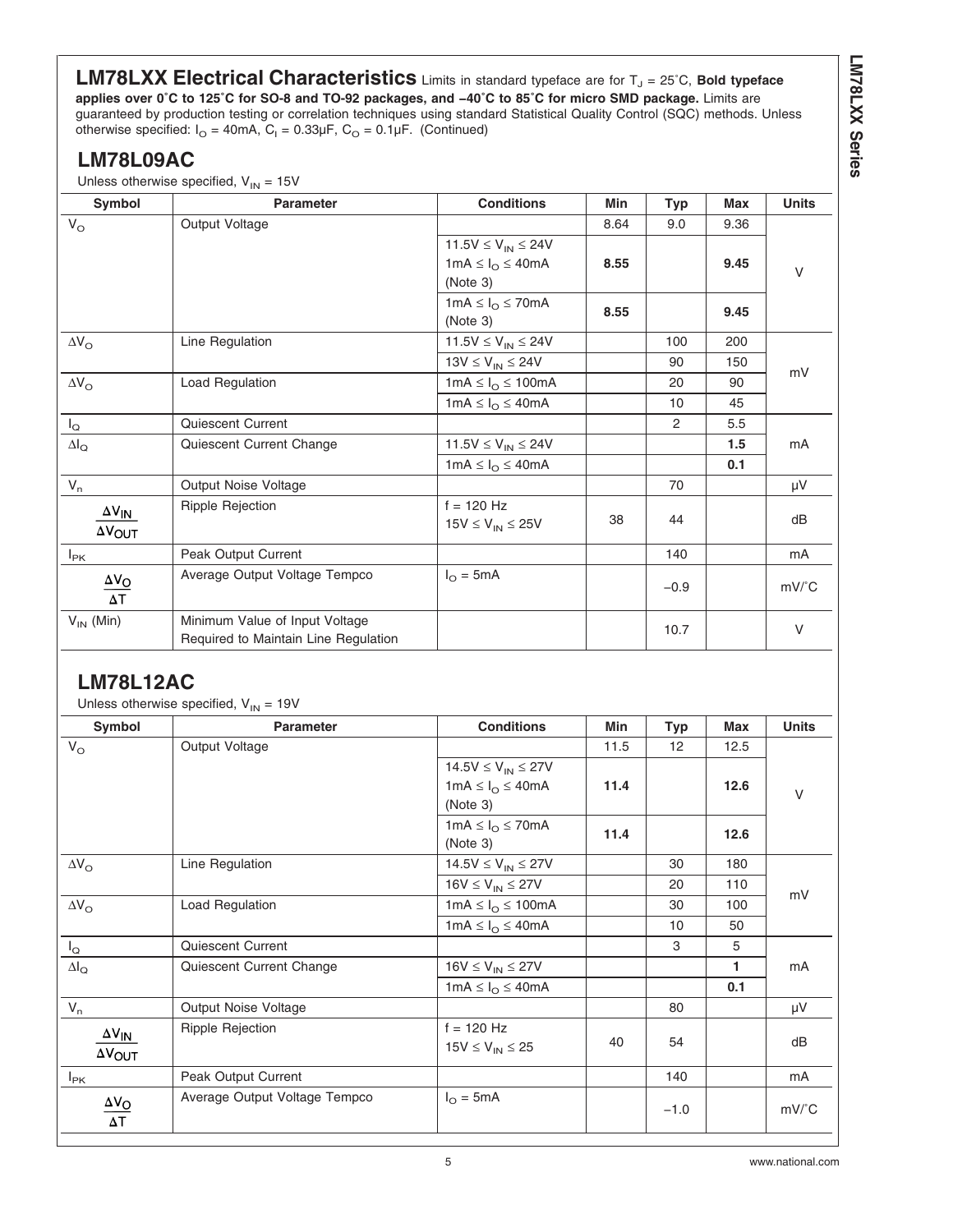# LM78LXX Electrical Characteristics

Limits in standard typeface are for $T_J$ = 25˚C, **Bold typeface applies over 0˚C to 125˚C for SO-8 and TO-92 packages, and −40˚C to 85˚C for micro SMD package.** Limits are guaranteed by production testing or correlation techniques using standard Statistical Quality Control (SQC) methods. Unless otherwise specified: $I_O$ = 40mA, $C_I$ = 0.33µF, $C_O$ = 0.1µF. (Continued)

## LM78L09AC

Unless otherwise specified, $V_{IN}$ = 15V

| Symbol | Parameter | Conditions | Min | Typ | Max | Units |
|---|---|---|---|---|---|---|
| $V_O$ | Output Voltage | | 8.64 | 9.0 | 9.36 | V |
| | | 11.5V ≤ $V_{IN}$ ≤ 24V<br>1mA ≤ $I_O$ ≤ 40mA<br>(Note 3) | **8.55** | | **9.45** | |
| | | 1mA ≤ $I_O$ ≤ 70mA<br>(Note 3) | **8.55** | | **9.45** | |
| $\Delta V_O$ | Line Regulation | 11.5V ≤ $V_{IN}$ ≤ 24V | | 100 | 200 | mV |
| | | 13V ≤ $V_{IN}$ ≤ 24V | | 90 | 150 | |
| $\Delta V_O$ | Load Regulation | 1mA ≤ $I_O$ ≤ 100mA | | 20 | 90 | |
| | | 1mA ≤ $I_O$ ≤ 40mA | | 10 | 45 | |
| $I_Q$ | Quiescent Current | | | 2 | 5.5 | mA |
| $\Delta I_Q$ | Quiescent Current Change | 11.5V ≤ $V_{IN}$ ≤ 24V | | | **1.5** | |
| | | 1mA ≤ $I_O$ ≤ 40mA | | | **0.1** | |
| $V_n$ | Output Noise Voltage | | | 70 | | µV |
| $\frac{\Delta V_{IN}}{\Delta V_{OUT}}$ | Ripple Rejection | f = 120 Hz<br>15V ≤ $V_{IN}$ ≤ 25V | 38 | 44 | | dB |
| $I_{PK}$ | Peak Output Current | | | 140 | | mA |
| $\frac{\Delta V_O}{\Delta T}$ | Average Output Voltage Tempco | $I_O$ = 5mA | | −0.9 | | mV/˚C |
| $V_{IN}$ (Min) | Minimum Value of Input Voltage Required to Maintain Line Regulation | | | 10.7 | | V |

## LM78L12AC

Unless otherwise specified, $V_{IN}$ = 19V

| Symbol | Parameter | Conditions | Min | Typ | Max | Units |
|---|---|---|---|---|---|---|
| $V_O$ | Output Voltage | | 11.5 | 12 | 12.5 | V |
| | | 14.5V ≤ $V_{IN}$ ≤ 27V<br>1mA ≤ $I_O$ ≤ 40mA<br>(Note 3) | **11.4** | | **12.6** | |
| | | 1mA ≤ $I_O$ ≤ 70mA<br>(Note 3) | **11.4** | | **12.6** | |
| $\Delta V_O$ | Line Regulation | 14.5V ≤ $V_{IN}$ ≤ 27V | | 30 | 180 | mV |
| | | 16V ≤ $V_{IN}$ ≤ 27V | | 20 | 110 | |
| $\Delta V_O$ | Load Regulation | 1mA ≤ $I_O$ ≤ 100mA | | 30 | 100 | |
| | | 1mA ≤ $I_O$ ≤ 40mA | | 10 | 50 | |
| $I_Q$ | Quiescent Current | | | 3 | 5 | mA |
| $\Delta I_Q$ | Quiescent Current Change | 16V ≤ $V_{IN}$ ≤ 27V | | | **1** | |
| | | 1mA ≤ $I_O$ ≤ 40mA | | | **0.1** | |
| $V_n$ | Output Noise Voltage | | | 80 | | µV |
| $\frac{\Delta V_{IN}}{\Delta V_{OUT}}$ | Ripple Rejection | f = 120 Hz<br>15V ≤ $V_{IN}$ ≤ 25 | 40 | 54 | | dB |
| $I_{PK}$ | Peak Output Current | | | 140 | | mA |
| $\frac{\Delta V_O}{\Delta T}$ | Average Output Voltage Tempco | $I_O$ = 5mA | | −1.0 | | mV/˚C |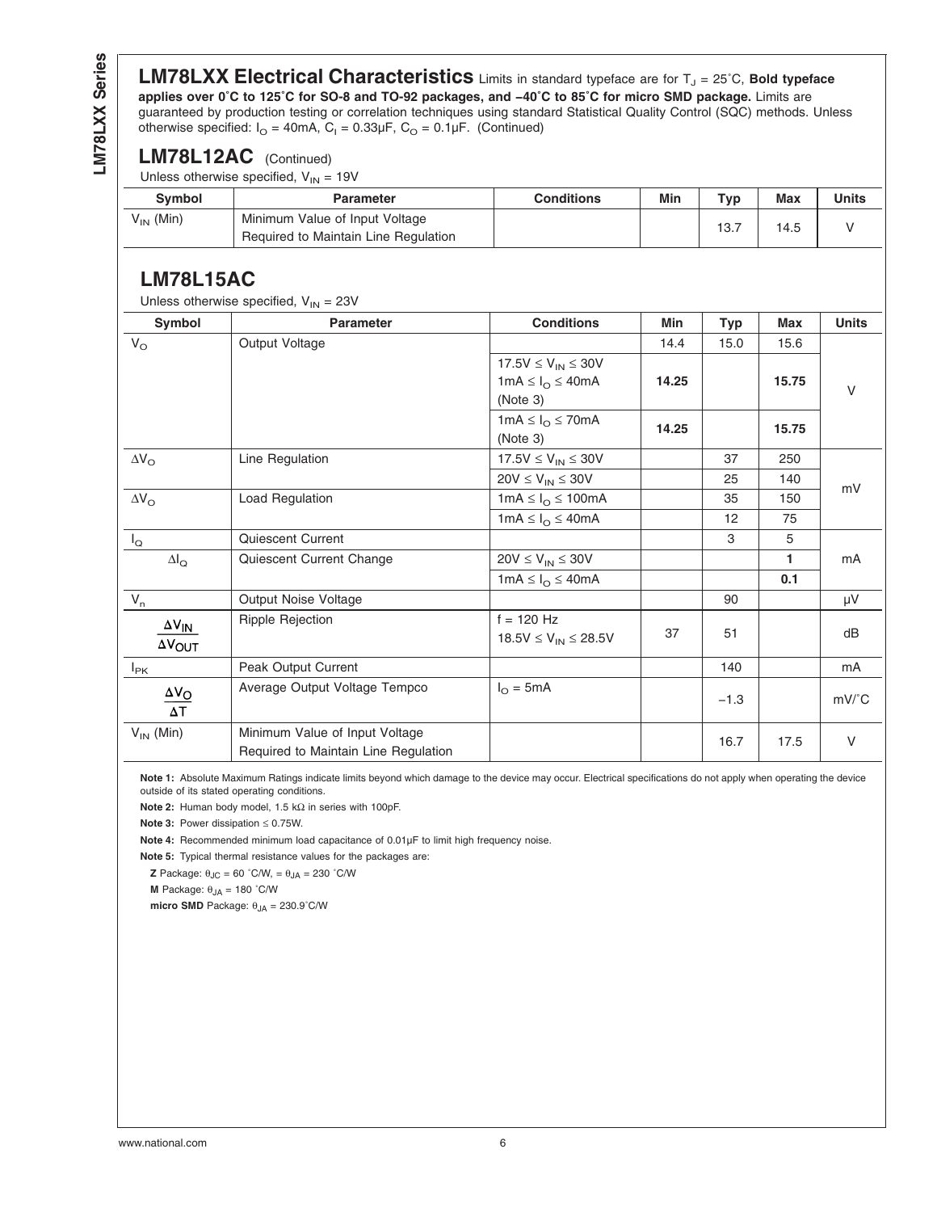## LM78LXX Electrical Characteristics

Limits in standard typeface are for $T_J = 25^\circ C$, **Bold typeface applies over 0˚C to 125˚C for SO-8 and TO-92 packages, and −40˚C to 85˚C for micro SMD package.** Limits are guaranteed by production testing or correlation techniques using standard Statistical Quality Control (SQC) methods. Unless otherwise specified: $I_O = 40mA$, $C_I = 0.33\mu F$, $C_O = 0.1\mu F$. (Continued)

### LM78L12AC (Continued)

Unless otherwise specified, $V_{IN} = 19V$

| Symbol | Parameter | Conditions | Min | Typ | Max | Units |
|---|---|---|---|---|---|---|
| $V_{IN}$ (Min) | Minimum Value of Input Voltage Required to Maintain Line Regulation | | | 13.7 | 14.5 | V |

### LM78L15AC

Unless otherwise specified, $V_{IN} = 23V$

| Symbol | Parameter | Conditions | Min | Typ | Max | Units |
|---|---|---|---|---|---|---|
| $V_O$ | Output Voltage | | 14.4 | 15.0 | 15.6 | V |
| | | $17.5V \le V_{IN} \le 30V$ $1mA \le I_O \le 40mA$ (Note 3) | **14.25** | | **15.75** | |
| | | $1mA \le I_O \le 70mA$ (Note 3) | **14.25** | | **15.75** | |
| $\Delta V_O$ | Line Regulation | $17.5V \le V_{IN} \le 30V$ | | 37 | 250 | mV |
| | | $20V \le V_{IN} \le 30V$ | | 25 | 140 | |
| $\Delta V_O$ | Load Regulation | $1mA \le I_O \le 100mA$ | | 35 | 150 | |
| | | $1mA \le I_O \le 40mA$ | | 12 | 75 | |
| $I_Q$ | Quiescent Current | | | 3 | 5 | mA |
| $\Delta I_Q$ | Quiescent Current Change | $20V \le V_{IN} \le 30V$ | | | **1** | |
| | | $1mA \le I_O \le 40mA$ | | | **0.1** | |
| $V_n$ | Output Noise Voltage | | | 90 | | µV |
| $\frac{\Delta V_{IN}}{\Delta V_{OUT}}$ | Ripple Rejection | f = 120 Hz $18.5V \le V_{IN} \le 28.5V$ | 37 | 51 | | dB |
| $I_{PK}$ | Peak Output Current | | | 140 | | mA |
| $\frac{\Delta V_O}{\Delta T}$ | Average Output Voltage Tempco | $I_O = 5mA$ | | −1.3 | | mV/˚C |
| $V_{IN}$ (Min) | Minimum Value of Input Voltage Required to Maintain Line Regulation | | | 16.7 | 17.5 | V |

**Note 1:** Absolute Maximum Ratings indicate limits beyond which damage to the device may occur. Electrical specifications do not apply when operating the device outside of its stated operating conditions.

**Note 2:** Human body model, 1.5 kΩ in series with 100pF.

**Note 3:** Power dissipation ≤ 0.75W.

**Note 4:** Recommended minimum load capacitance of 0.01µF to limit high frequency noise.

**Note 5:** Typical thermal resistance values for the packages are:

**Z** Package: $\theta_{JC}$ = 60 ˚C/W, = $\theta_{JA}$ = 230 ˚C/W

**M** Package: $\theta_{JA}$ = 180 ˚C/W

**micro SMD** Package: $\theta_{JA}$ = 230.9˚C/W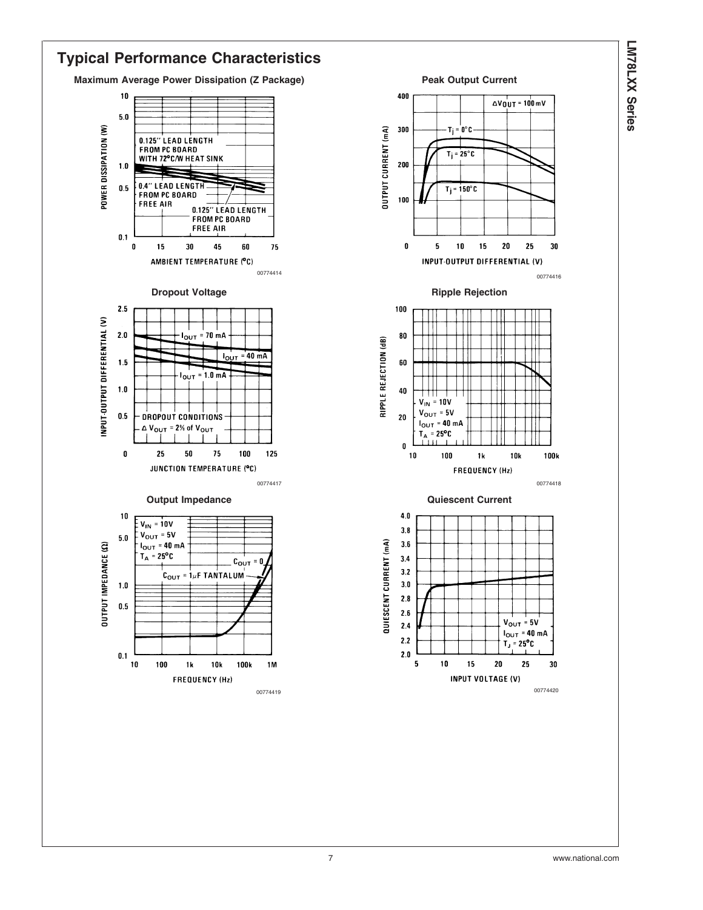## Typical Performance Characteristics

**Maximum Average Power Dissipation (Z Package)**

00774414

**Peak Output Current**

00774416

**Dropout Voltage**

00774417

**Ripple Rejection**

00774418

**Output Impedance**

00774419

**Quiescent Current**

00774420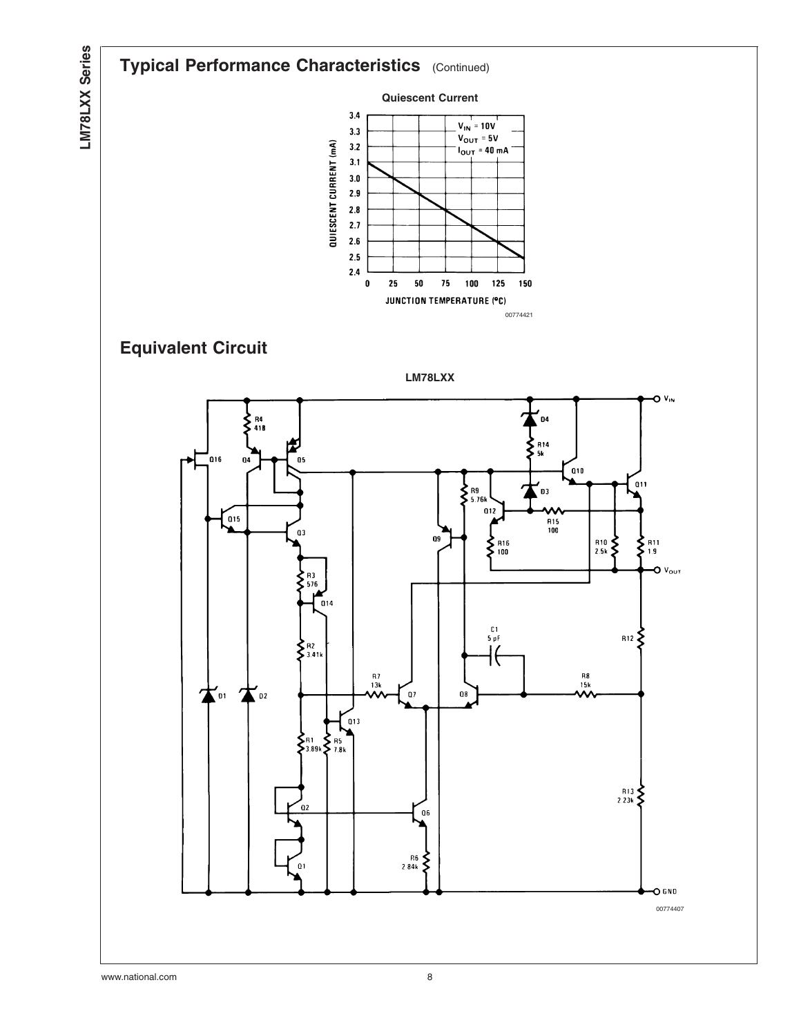## Typical Performance Characteristics (Continued)

**Quiescent Current**

00774421

## Equivalent Circuit

**LM78LXX**

00774407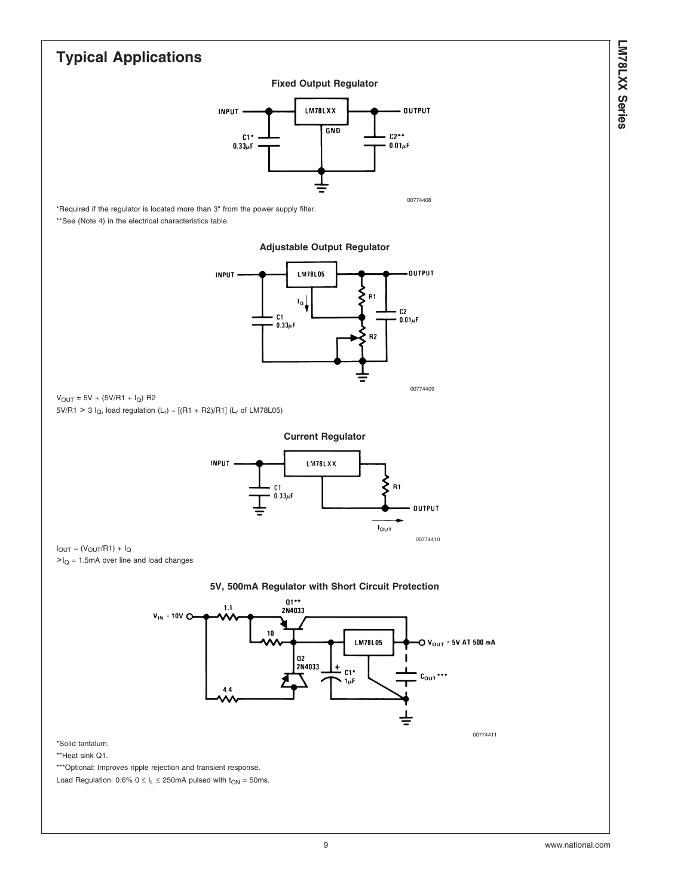# Typical Applications

### Fixed Output Regulator

*Required if the regulator is located more than 3" from the power supply filter.

**See (Note 4) in the electrical characteristics table.

### Adjustable Output Regulator

$V_{OUT} = 5V + (5V/R1 + I_Q) R2$

$5V/R1 > 3 I_Q$, load regulation $(L_r) \approx [(R1 + R2)/R1]$ ($L_r$ of LM78L05)

### Current Regulator

$I_{OUT} = (V_{OUT}/R1) + I_Q$

$>I_Q = 1.5mA$ over line and load changes

### 5V, 500mA Regulator with Short Circuit Protection

*Solid tantalum.

**Heat sink Q1.

***Optional: Improves ripple rejection and transient response.

Load Regulation: 0.6% $0 \le I_L \le 250mA$ pulsed with $t_{ON} = 50ms$.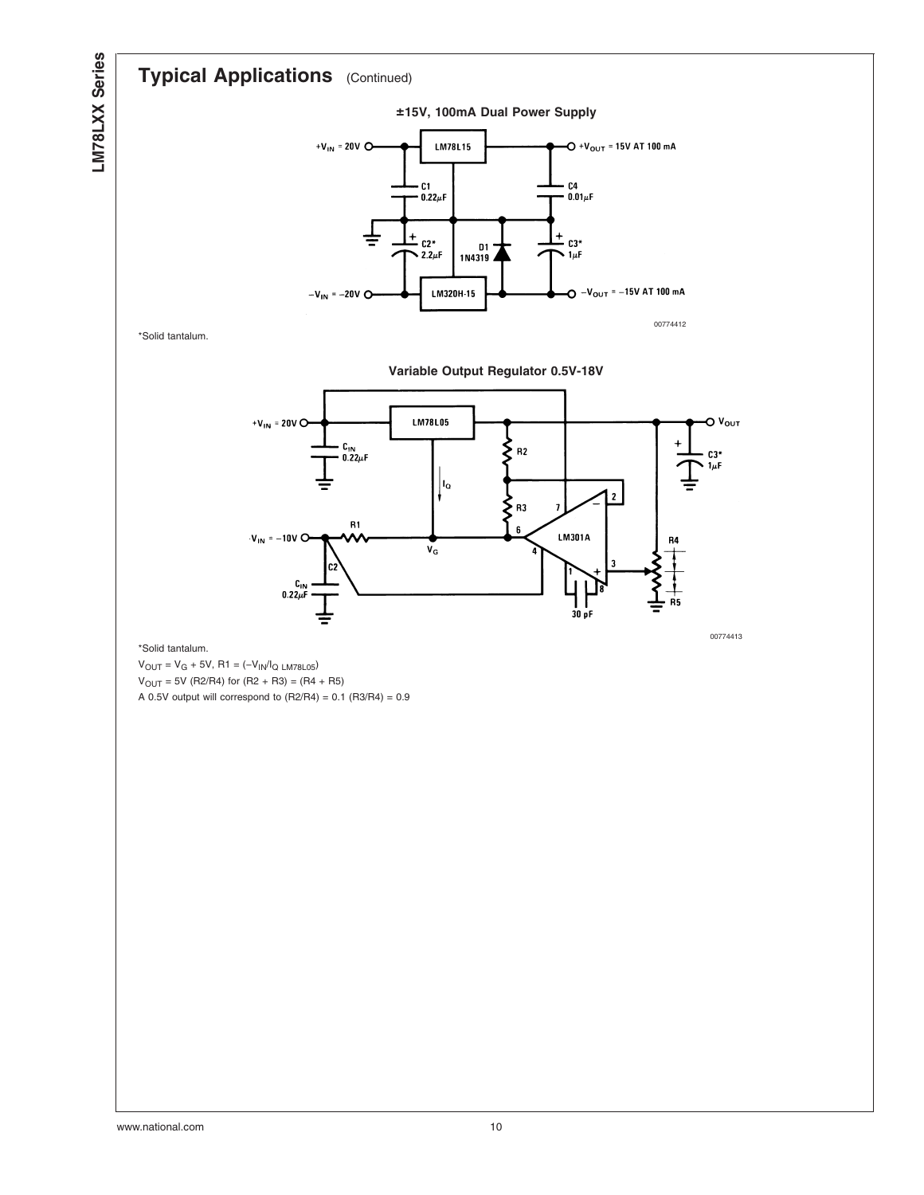## Typical Applications (Continued)

**±15V, 100mA Dual Power Supply**

00774412

*Solid tantalum.

**Variable Output Regulator 0.5V-18V**

00774413

*Solid tantalum.

$V_{OUT} = V_G + 5V$, $R1 = (-V_{IN}/I_{Q\ LM78L05})$

$V_{OUT} = 5V\ (R2/R4)$ for $(R2 + R3) = (R4 + R5)$

A 0.5V output will correspond to $(R2/R4) = 0.1\ (R3/R4) = 0.9$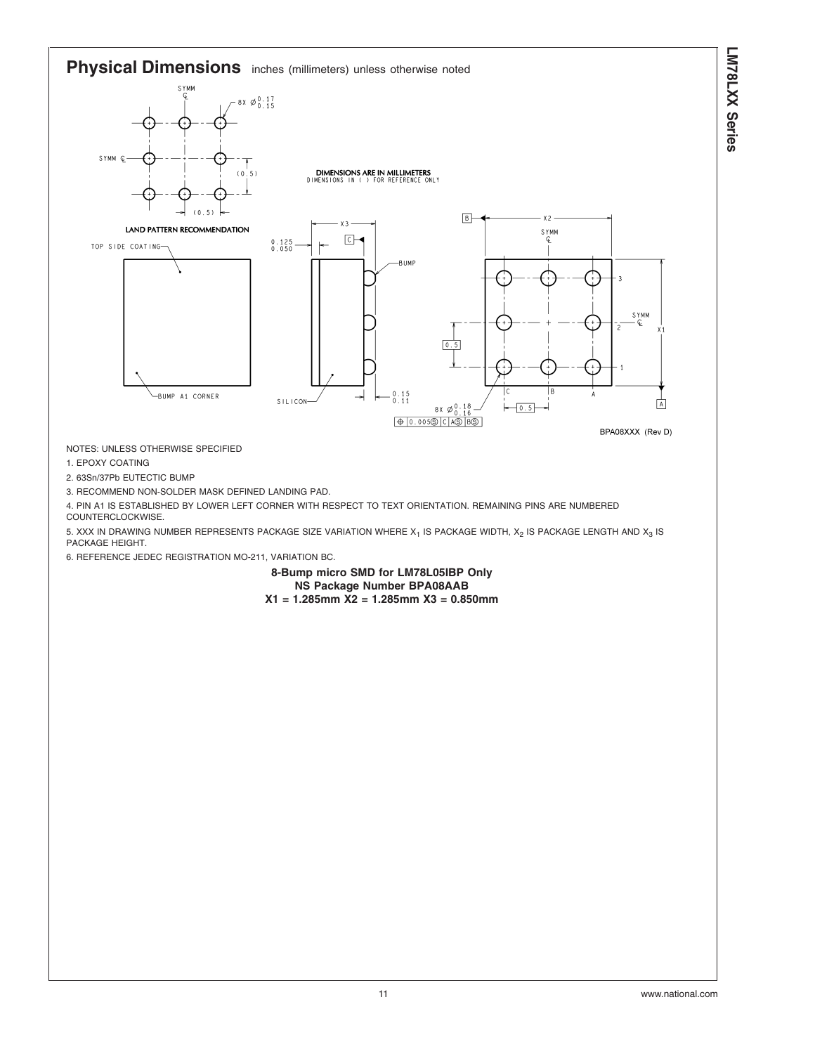## Physical Dimensions inches (millimeters) unless otherwise noted

DIMENSIONS ARE IN MILLIMETERS
DIMENSIONS IN ( ) FOR REFERENCE ONLY

LAND PATTERN RECOMMENDATION

BPA08XXX (Rev D)

NOTES: UNLESS OTHERWISE SPECIFIED

1. EPOXY COATING
2. 63Sn/37Pb EUTECTIC BUMP
3. RECOMMEND NON-SOLDER MASK DEFINED LANDING PAD.
4. PIN A1 IS ESTABLISHED BY LOWER LEFT CORNER WITH RESPECT TO TEXT ORIENTATION. REMAINING PINS ARE NUMBERED COUNTERCLOCKWISE.
5. XXX IN DRAWING NUMBER REPRESENTS PACKAGE SIZE VARIATION WHERE $X_1$ IS PACKAGE WIDTH, $X_2$ IS PACKAGE LENGTH AND $X_3$ IS PACKAGE HEIGHT.
6. REFERENCE JEDEC REGISTRATION MO-211, VARIATION BC.

**8-Bump micro SMD for LM78L05IBP Only**
**NS Package Number BPA08AAB**
**X1 = 1.285mm X2 = 1.285mm X3 = 0.850mm**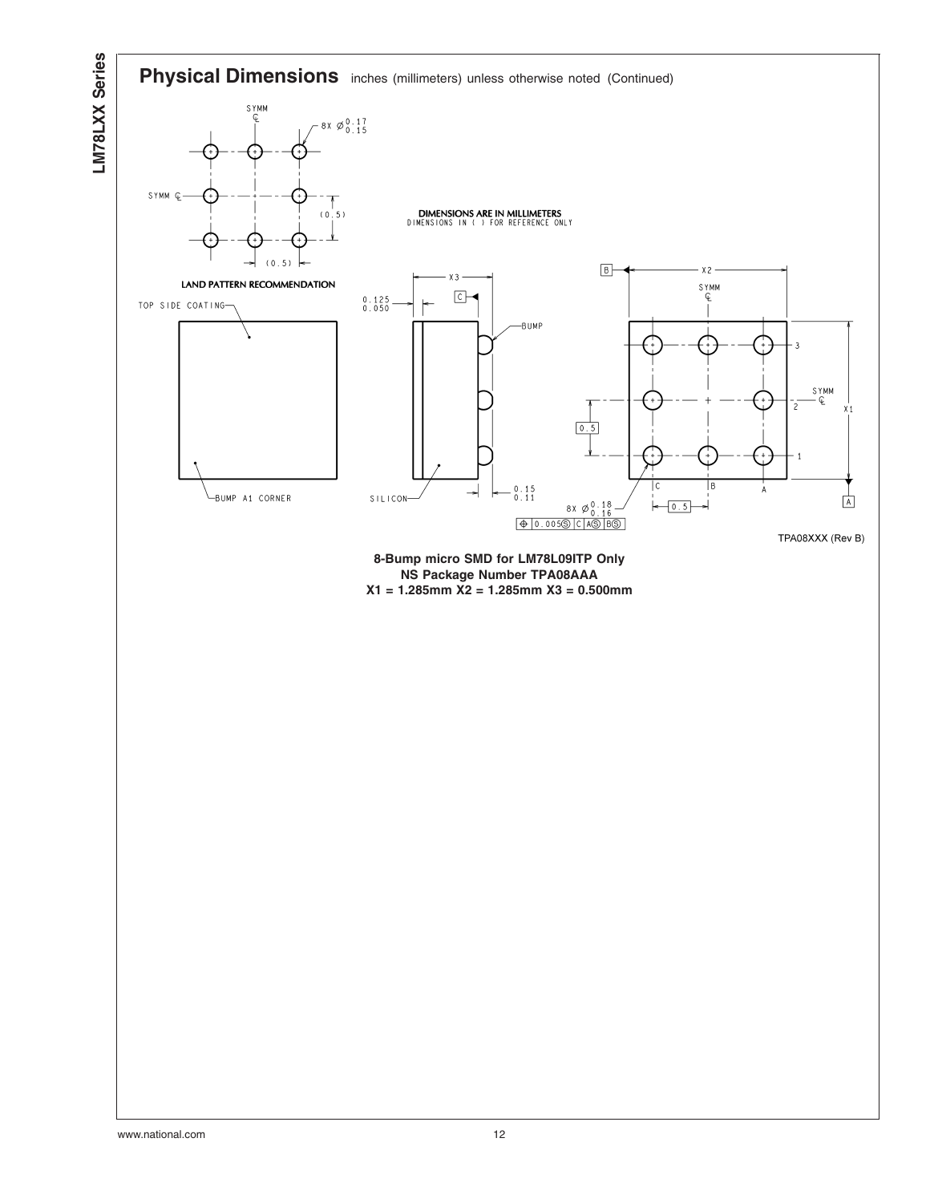## Physical Dimensions inches (millimeters) unless otherwise noted (Continued)

LAND PATTERN RECOMMENDATION

DIMENSIONS ARE IN MILLIMETERS
DIMENSIONS IN ( ) FOR REFERENCE ONLY

TPA08XXX (Rev B)

**8-Bump micro SMD for LM78L09ITP Only**
**NS Package Number TPA08AAA**
**X1 = 1.285mm X2 = 1.285mm X3 = 0.500mm**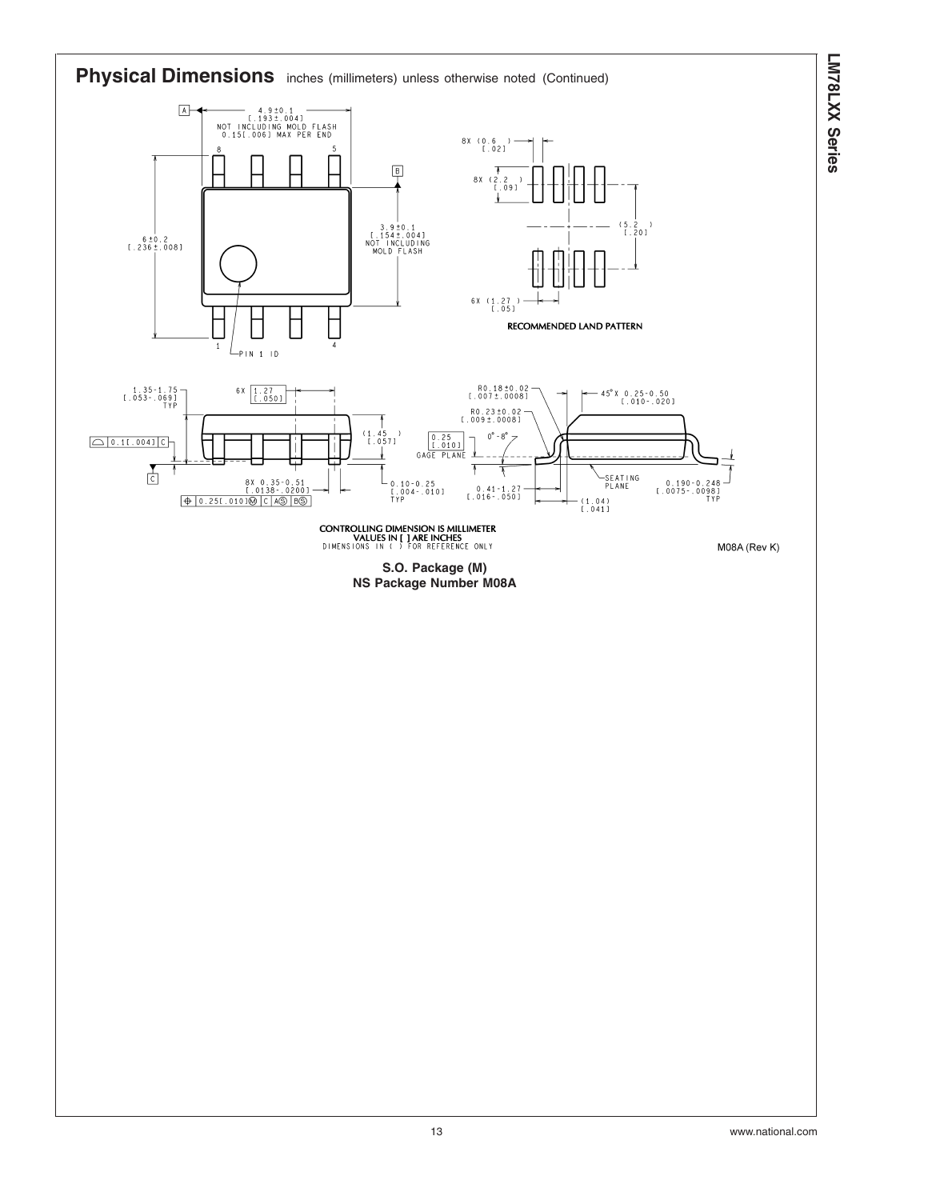## Physical Dimensions inches (millimeters) unless otherwise noted (Continued)

4.9±0.1
[.193±.004]
NOT INCLUDING MOLD FLASH
0.15[.006] MAX PER END

6±0.2
[.236±.008]

3.9±0.1
[.154±.004]
NOT INCLUDING
MOLD FLASH

PIN 1 ID

8X (0.6 )
[.02]

8X (2.2 )
[.09]

(5.2 )
[.20]

6X (1.27 )
[.05]

RECOMMENDED LAND PATTERN

1.35-1.75
[.053-.069]
TYP

6X 1.27
[.050]

0.1[.004] C

(1.45 )
[.057]

8X 0.35-0.51
[.0138-.0200]

0.25[.010] M C A S B S

0.10-0.25
[.004-.010]
TYP

R0.18±0.02
[.007±.0008]

R0.23±0.02
[.009±.0008]

45° X 0.25-0.50
[.010-.020]

0.25
[.010]
GAGE PLANE

0°-8°

SEATING PLANE

0.41-1.27
[.016-.050]

(1.04)
[.041]

0.190-0.248
[.0075-.0098]
TYP

CONTROLLING DIMENSION IS MILLIMETER
VALUES IN [ ] ARE INCHES
DIMENSIONS IN ( ) FOR REFERENCE ONLY

M08A (Rev K)

**S.O. Package (M)**
**NS Package Number M08A**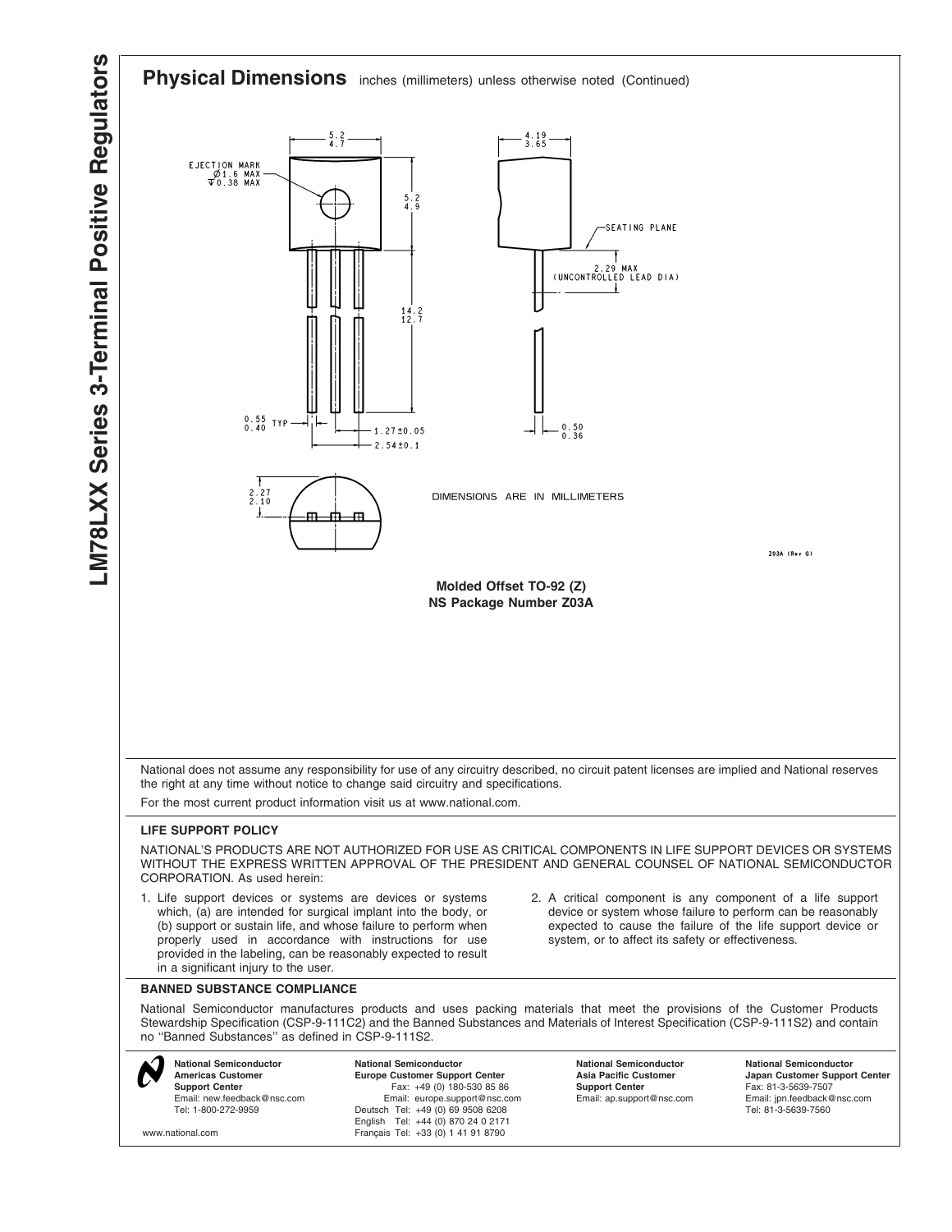## Physical Dimensions inches (millimeters) unless otherwise noted (Continued)

EJECTION MARK
Ø1.6 MAX
⊽0.38 MAX

5.2
4.7

5.2
4.9

14.2
12.7

0.55
0.40 TYP

1.27±0.05

2.54±0.1

4.19
3.65

SEATING PLANE

2.29 MAX
(UNCONTROLLED LEAD DIA)

0.50
0.36

2.27
2.10

DIMENSIONS ARE IN MILLIMETERS

Z03A (Rev G)

**Molded Offset TO-92 (Z)**
**NS Package Number Z03A**

National does not assume any responsibility for use of any circuitry described, no circuit patent licenses are implied and National reserves the right at any time without notice to change said circuitry and specifications.

For the most current product information visit us at www.national.com.

### LIFE SUPPORT POLICY

NATIONAL'S PRODUCTS ARE NOT AUTHORIZED FOR USE AS CRITICAL COMPONENTS IN LIFE SUPPORT DEVICES OR SYSTEMS WITHOUT THE EXPRESS WRITTEN APPROVAL OF THE PRESIDENT AND GENERAL COUNSEL OF NATIONAL SEMICONDUCTOR CORPORATION. As used herein:

1. Life support devices or systems are devices or systems which, (a) are intended for surgical implant into the body, or (b) support or sustain life, and whose failure to perform when properly used in accordance with instructions for use provided in the labeling, can be reasonably expected to result in a significant injury to the user.
2. A critical component is any component of a life support device or system whose failure to perform can be reasonably expected to cause the failure of the life support device or system, or to affect its safety or effectiveness.

### BANNED SUBSTANCE COMPLIANCE

National Semiconductor manufactures products and uses packing materials that meet the provisions of the Customer Products Stewardship Specification (CSP-9-111C2) and the Banned Substances and Materials of Interest Specification (CSP-9-111S2) and contain no ''Banned Substances'' as defined in CSP-9-111S2.

**National Semiconductor**
**Americas Customer Support Center**
Email: new.feedback@nsc.com
Tel: 1-800-272-9959

**National Semiconductor**
**Europe Customer Support Center**
Fax: +49 (0) 180-530 85 86
Email: europe.support@nsc.com
Deutsch Tel: +49 (0) 69 9508 6208
English Tel: +44 (0) 870 24 0 2171
Français Tel: +33 (0) 1 41 91 8790

**National Semiconductor**
**Asia Pacific Customer Support Center**
Email: ap.support@nsc.com

**National Semiconductor**
**Japan Customer Support Center**
Fax: 81-3-5639-7507
Email: jpn.feedback@nsc.com
Tel: 81-3-5639-7560

www.national.com